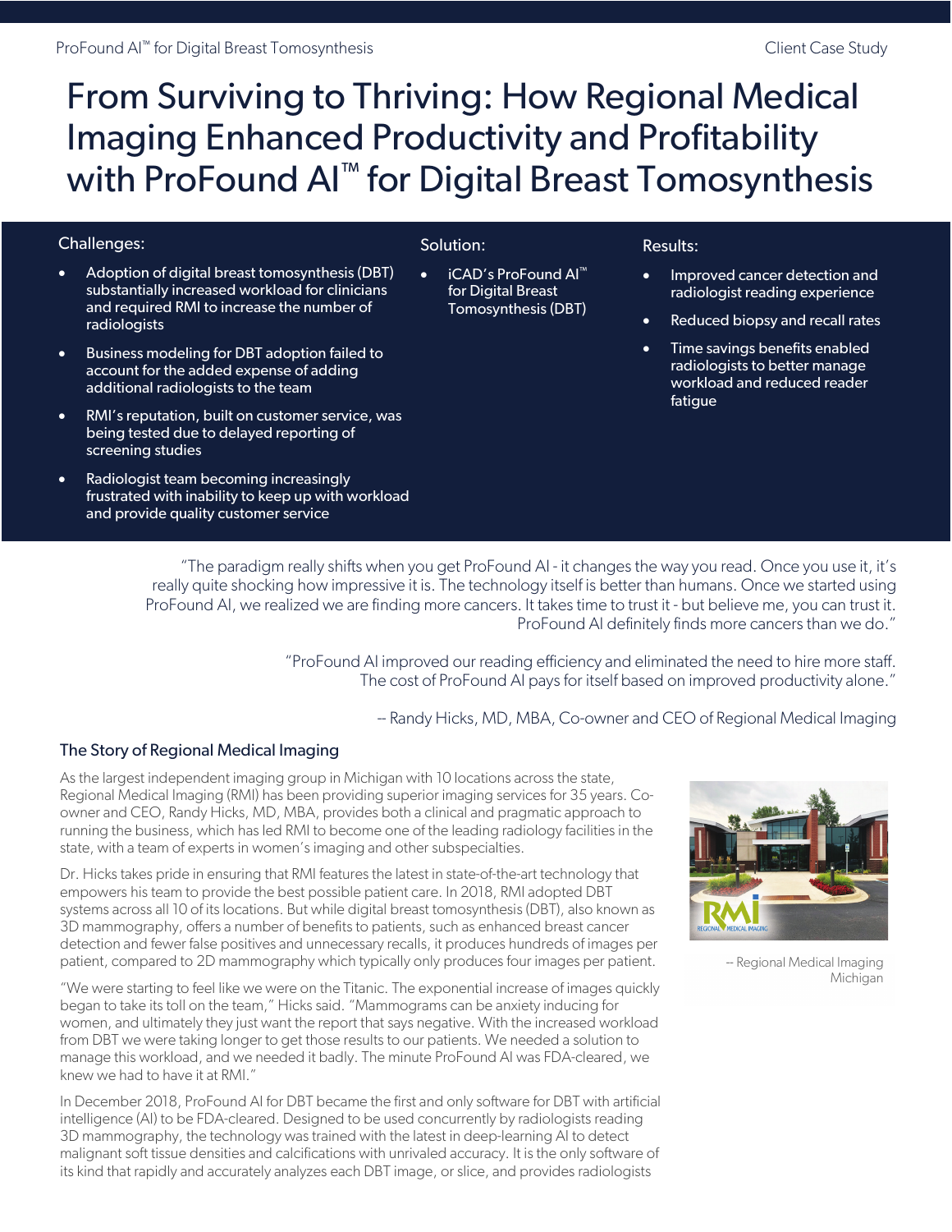ProFound AI™ for Digital Breast Tomosynthesis

Client Case Study

# From Surviving to Thriving: How Regional Medical Imaging Enhanced Productivity and Profitability with ProFound AI™ for Digital Breast Tomosynthesis

### Challenges:

- Adoption of digital breast tomosynthesis (DBT) substantially increased workload for clinicians and required RMI to increase the number of radiologists
- Business modeling for DBT adoption failed to account for the added expense of adding additional radiologists to the team
- RMI's reputation, built on customer service, was being tested due to delayed reporting of screening studies
- Radiologist team becoming increasingly frustrated with inability to keep up with workload and provide quality customer service

### Solution:

- iCAD's ProFound AI™ for Digital Breast Tomosynthesis (DBT)

### Results:

- Improved cancer detection and radiologist reading experience
- Reduced biopsy and recall rates
- Time savings benefits enabled radiologists to better manage workload and reduced reader fatigue

"The paradigm really shifts when you get ProFound AI - it changes the way you read. Once you use it, it's really quite shocking how impressive it is. The technology itself is better than humans. Once we started using ProFound AI, we realized we are finding more cancers. It takes time to trust it - but believe me, you can trust it. ProFound AI definitely finds more cancers than we do."

"ProFound AI improved our reading efficiency and eliminated the need to hire more staff. The cost of ProFound AI pays for itself based on improved productivity alone."

-- Randy Hicks, MD, MBA, Co-owner and CEO of Regional Medical Imaging

## The Story of Regional Medical Imaging

As the largest independent imaging group in Michigan with 10 locations across the state, Regional Medical Imaging (RMI) has been providing superior imaging services for 35 years. Co-owner and CEO, Randy Hicks, MD, MBA, provides both a clinical and pragmatic approach to running the business, which has led RMI to become one of the leading radiology facilities in the state, with a team of experts in women's imaging and other subspecialties.

Dr. Hicks takes pride in ensuring that RMI features the latest in state-of-the-art technology that empowers his team to provide the best possible patient care. In 2018, RMI adopted DBT systems across all 10 of its locations. But while digital breast tomosynthesis (DBT), also known as 3D mammography, offers a number of benefits to patients, such as enhanced breast cancer detection and fewer false positives and unnecessary recalls, it produces hundreds of images per patient, compared to 2D mammography which typically only produces four images per patient.

-- Regional Medical Imaging Michigan

"We were starting to feel like we were on the Titanic. The exponential increase of images quickly began to take its toll on the team," Hicks said. "Mammograms can be anxiety inducing for women, and ultimately they just want the report that says negative. With the increased workload from DBT we were taking longer to get those results to our patients. We needed a solution to manage this workload, and we needed it badly. The minute ProFound AI was FDA-cleared, we knew we had to have it at RMI."

In December 2018, ProFound AI for DBT became the first and only software for DBT with artificial intelligence (AI) to be FDA-cleared. Designed to be used concurrently by radiologists reading 3D mammography, the technology was trained with the latest in deep-learning AI to detect malignant soft tissue densities and calcifications with unrivaled accuracy. It is the only software of its kind that rapidly and accurately analyzes each DBT image, or slice, and provides radiologists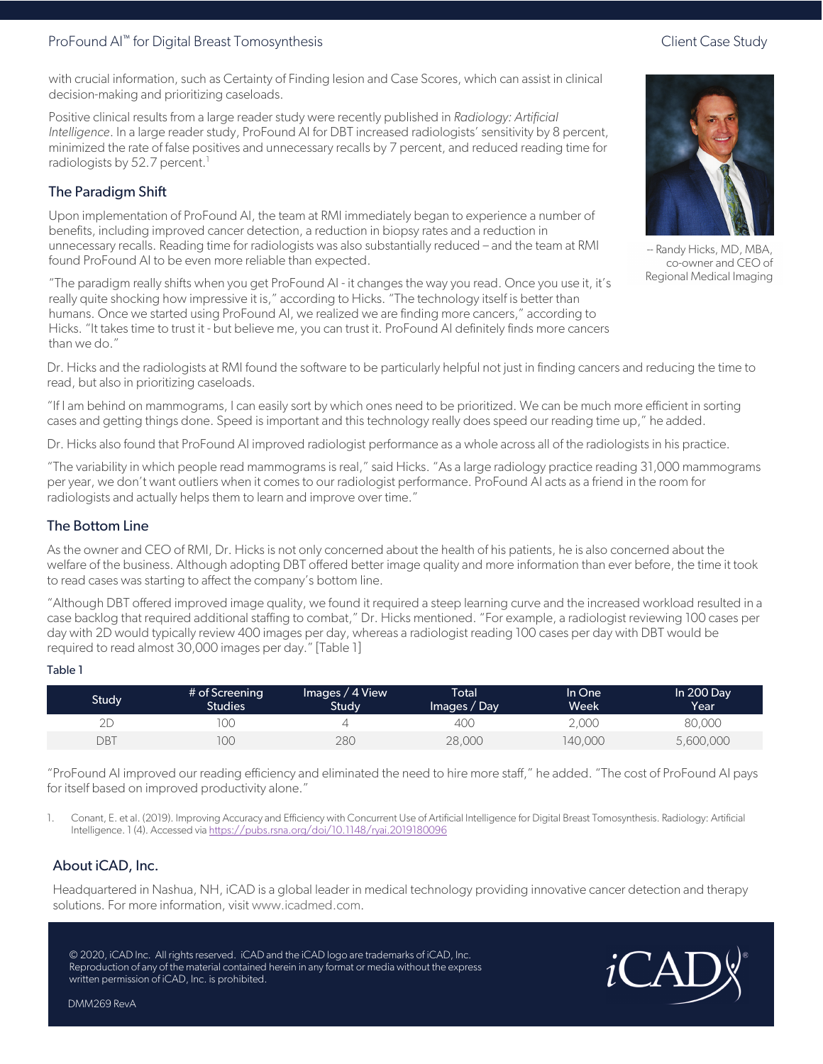with crucial information, such as Certainty of Finding lesion and Case Scores, which can assist in clinical decision-making and prioritizing caseloads.

Positive clinical results from a large reader study were recently published in *Radiology: Artificial Intelligence*. In a large reader study, ProFound AI for DBT increased radiologists' sensitivity by 8 percent, minimized the rate of false positives and unnecessary recalls by 7 percent, and reduced reading time for radiologists by 52.7 percent.[1]

## The Paradigm Shift

Upon implementation of ProFound AI, the team at RMI immediately began to experience a number of benefits, including improved cancer detection, a reduction in biopsy rates and a reduction in unnecessary recalls. Reading time for radiologists was also substantially reduced – and the team at RMI found ProFound AI to be even more reliable than expected.

"The paradigm really shifts when you get ProFound AI - it changes the way you read. Once you use it, it's really quite shocking how impressive it is," according to Hicks. "The technology itself is better than humans. Once we started using ProFound AI, we realized we are finding more cancers," according to Hicks. "It takes time to trust it - but believe me, you can trust it. ProFound AI definitely finds more cancers than we do."

-- Randy Hicks, MD, MBA, co-owner and CEO of Regional Medical Imaging

Dr. Hicks and the radiologists at RMI found the software to be particularly helpful not just in finding cancers and reducing the time to read, but also in prioritizing caseloads.

"If I am behind on mammograms, I can easily sort by which ones need to be prioritized. We can be much more efficient in sorting cases and getting things done. Speed is important and this technology really does speed our reading time up," he added.

Dr. Hicks also found that ProFound AI improved radiologist performance as a whole across all of the radiologists in his practice.

"The variability in which people read mammograms is real," said Hicks. "As a large radiology practice reading 31,000 mammograms per year, we don't want outliers when it comes to our radiologist performance. ProFound AI acts as a friend in the room for radiologists and actually helps them to learn and improve over time."

## The Bottom Line

As the owner and CEO of RMI, Dr. Hicks is not only concerned about the health of his patients, he is also concerned about the welfare of the business. Although adopting DBT offered better image quality and more information than ever before, the time it took to read cases was starting to affect the company's bottom line.

"Although DBT offered improved image quality, we found it required a steep learning curve and the increased workload resulted in a case backlog that required additional staffing to combat," Dr. Hicks mentioned. "For example, a radiologist reviewing 100 cases per day with 2D would typically review 400 images per day, whereas a radiologist reading 100 cases per day with DBT would be required to read almost 30,000 images per day." [Table 1]

Table 1

| Study | # of Screening Studies | Images / 4 View Study | Total Images / Day | In One Week | In 200 Day Year |
|---|---|---|---|---|---|
| 2D | 100 | 4 | 400 | 2,000 | 80,000 |
| DBT | 100 | 280 | 28,000 | 140,000 | 5,600,000 |

"ProFound AI improved our reading efficiency and eliminated the need to hire more staff," he added. "The cost of ProFound AI pays for itself based on improved productivity alone."

1. Conant, E. et al. (2019). Improving Accuracy and Efficiency with Concurrent Use of Artificial Intelligence for Digital Breast Tomosynthesis. Radiology: Artificial Intelligence. 1 (4). Accessed via https://pubs.rsna.org/doi/10.1148/ryai.2019180096

## About iCAD, Inc.

Headquartered in Nashua, NH, iCAD is a global leader in medical technology providing innovative cancer detection and therapy solutions. For more information, visit www.icadmed.com.

© 2020, iCAD Inc. All rights reserved. iCAD and the iCAD logo are trademarks of iCAD, Inc. Reproduction of any of the material contained herein in any format or media without the express written permission of iCAD, Inc. is prohibited.

DMM269 RevA